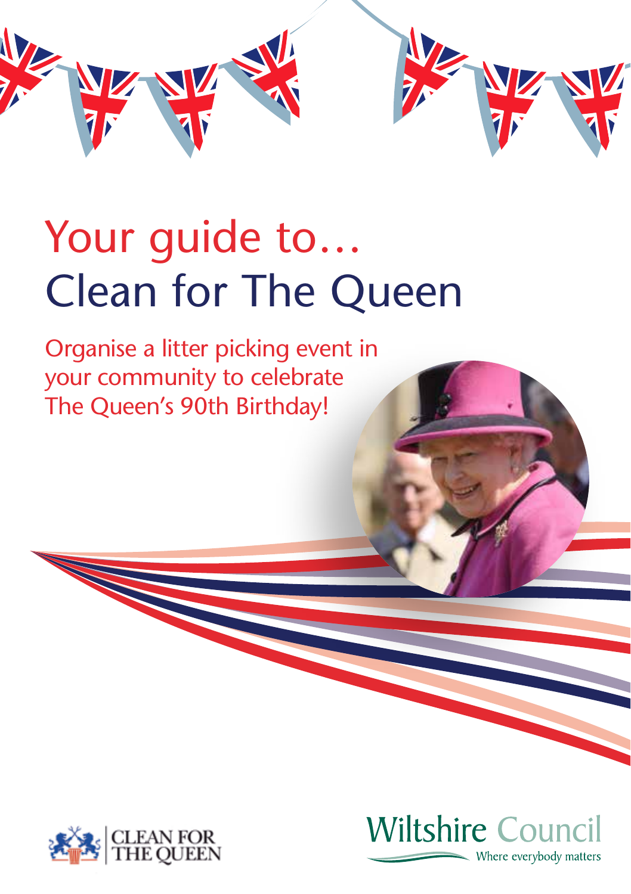# Your guide to…
# Clean for The Queen

Organise a litter picking event in your community to celebrate The Queen's 90th Birthday!

CLEAN FOR THE QUEEN

Wiltshire Council
Where everybody matters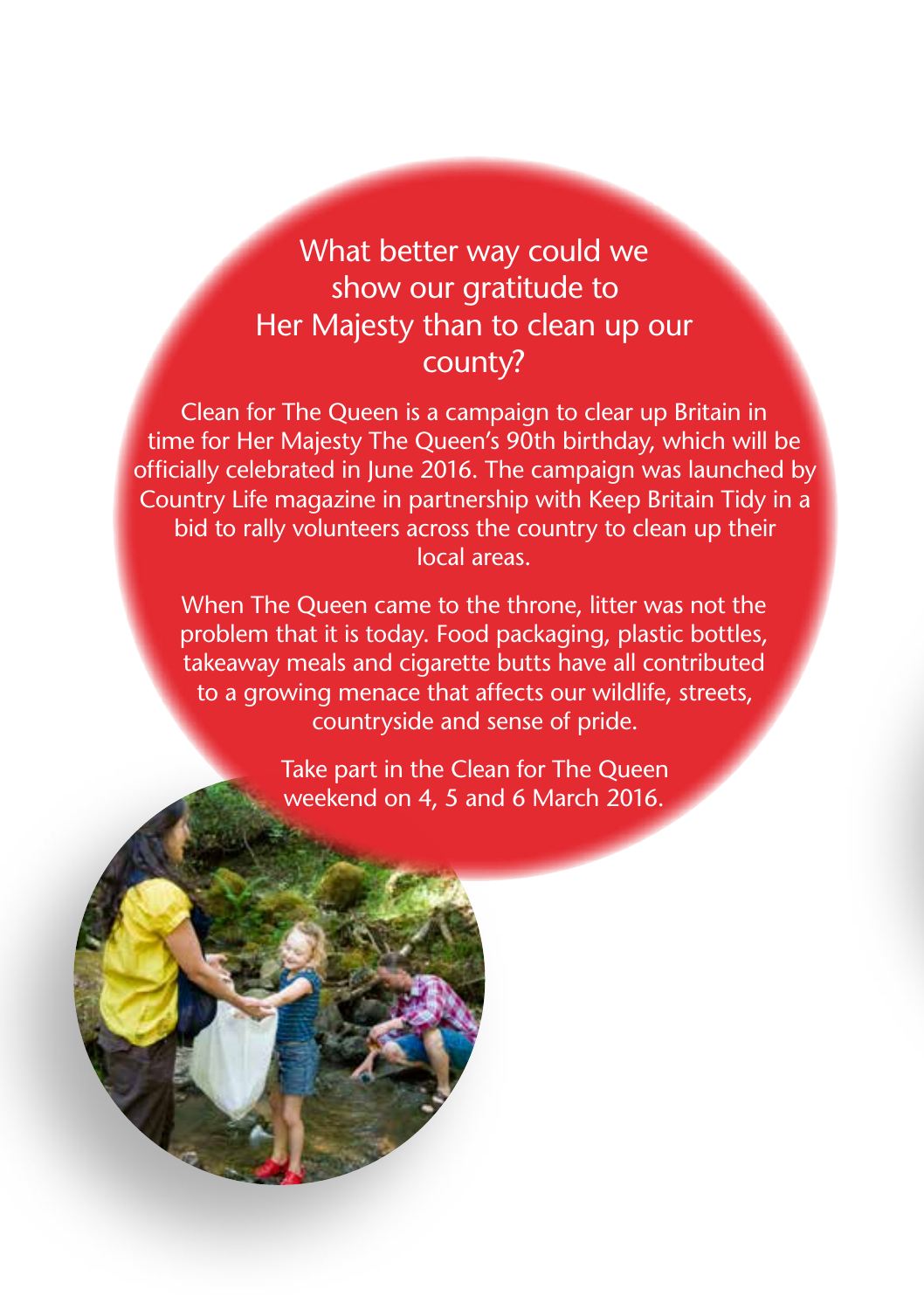## What better way could we show our gratitude to Her Majesty than to clean up our county?

Clean for The Queen is a campaign to clear up Britain in time for Her Majesty The Queen's 90th birthday, which will be officially celebrated in June 2016. The campaign was launched by Country Life magazine in partnership with Keep Britain Tidy in a bid to rally volunteers across the country to clean up their local areas.

When The Queen came to the throne, litter was not the problem that it is today. Food packaging, plastic bottles, takeaway meals and cigarette butts have all contributed to a growing menace that affects our wildlife, streets, countryside and sense of pride.

Take part in the Clean for The Queen weekend on 4, 5 and 6 March 2016.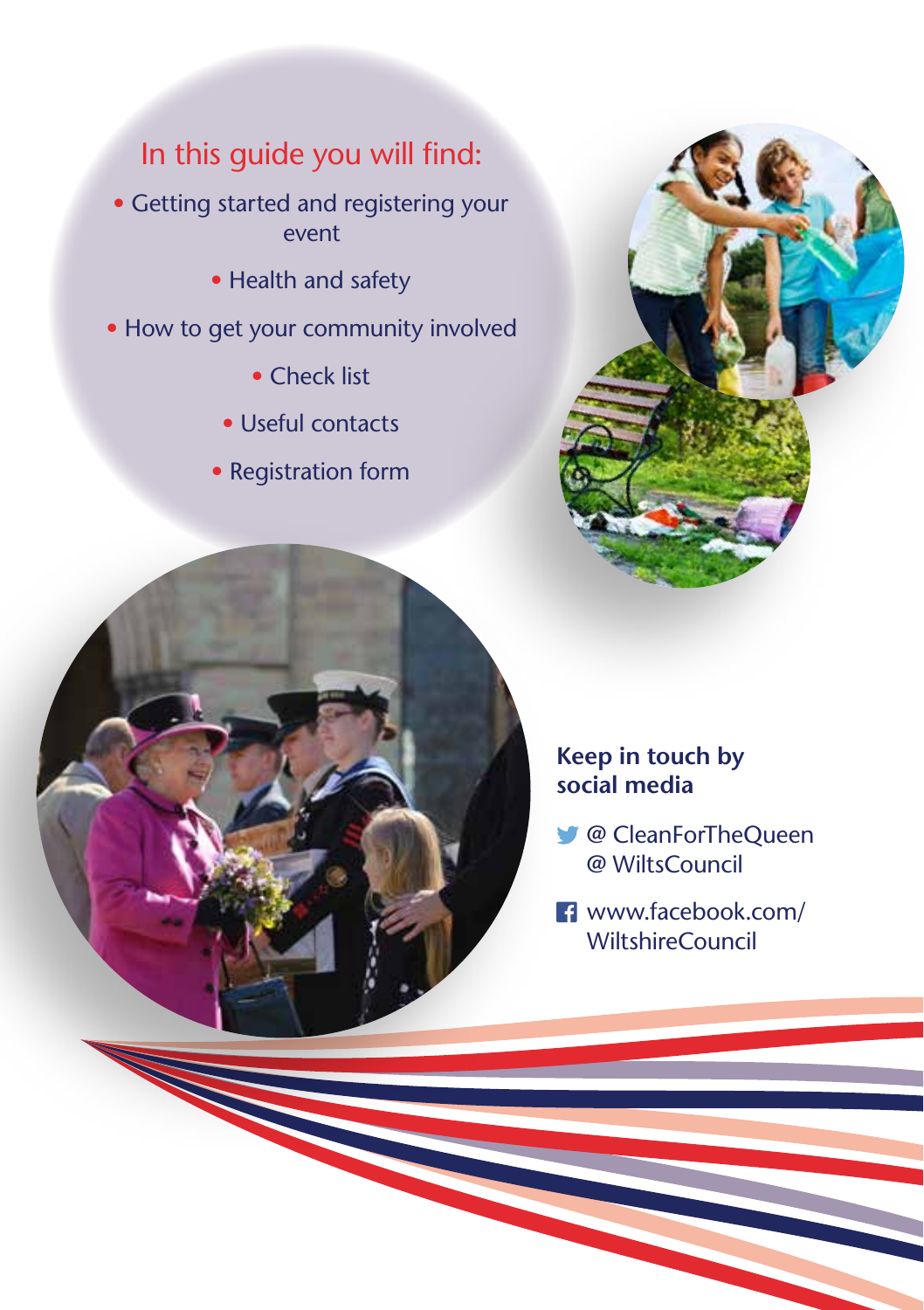## In this guide you will find:

- Getting started and registering your event
- Health and safety
- How to get your community involved
- Check list
- Useful contacts
- Registration form

**Keep in touch by social media**

@ CleanForTheQueen
@ WiltsCouncil

www.facebook.com/WiltshireCouncil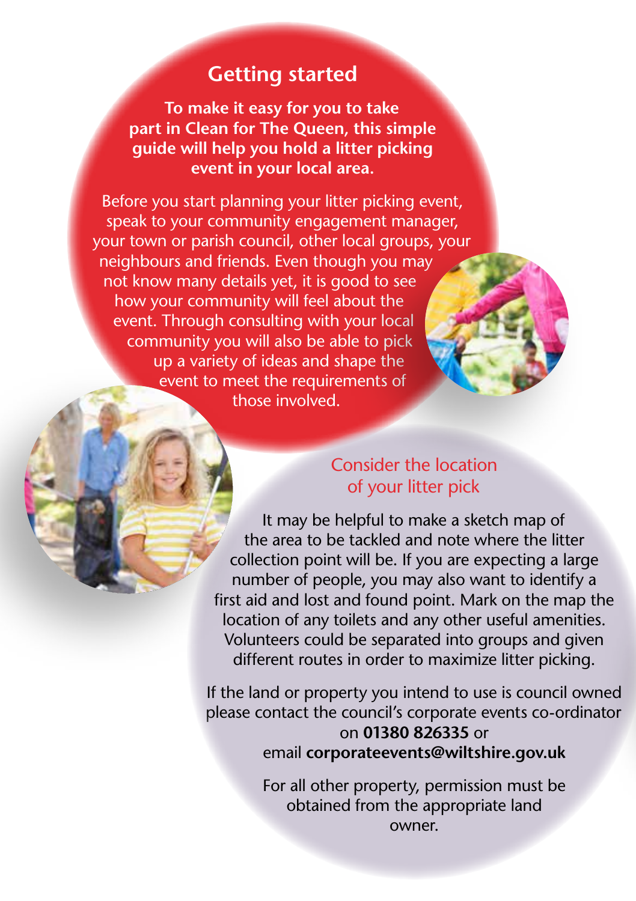## Getting started

**To make it easy for you to take part in Clean for The Queen, this simple guide will help you hold a litter picking event in your local area.**

Before you start planning your litter picking event, speak to your community engagement manager, your town or parish council, other local groups, your neighbours and friends. Even though you may not know many details yet, it is good to see how your community will feel about the event. Through consulting with your local community you will also be able to pick up a variety of ideas and shape the event to meet the requirements of those involved.

### Consider the location of your litter pick

It may be helpful to make a sketch map of the area to be tackled and note where the litter collection point will be. If you are expecting a large number of people, you may also want to identify a first aid and lost and found point. Mark on the map the location of any toilets and any other useful amenities. Volunteers could be separated into groups and given different routes in order to maximize litter picking.

If the land or property you intend to use is council owned please contact the council's corporate events co-ordinator on **01380 826335** or email **corporateevents@wiltshire.gov.uk**

For all other property, permission must be obtained from the appropriate land owner.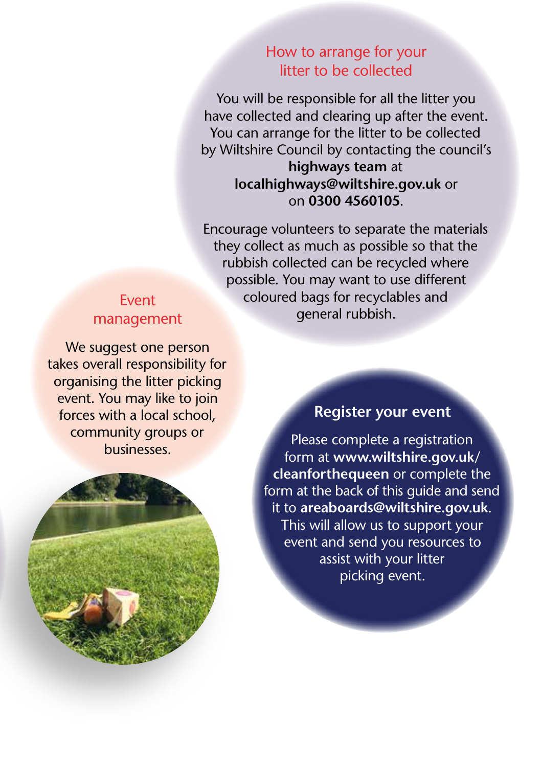## How to arrange for your litter to be collected

You will be responsible for all the litter you have collected and clearing up after the event. You can arrange for the litter to be collected by Wiltshire Council by contacting the council's **highways team** at **localhighways@wiltshire.gov.uk** or on **0300 4560105**.

Encourage volunteers to separate the materials they collect as much as possible so that the rubbish collected can be recycled where possible. You may want to use different coloured bags for recyclables and general rubbish.

## Event management

We suggest one person takes overall responsibility for organising the litter picking event. You may like to join forces with a local school, community groups or businesses.

## Register your event

Please complete a registration form at **www.wiltshire.gov.uk/cleanforthequeen** or complete the form at the back of this guide and send it to **areaboards@wiltshire.gov.uk**. This will allow us to support your event and send you resources to assist with your litter picking event.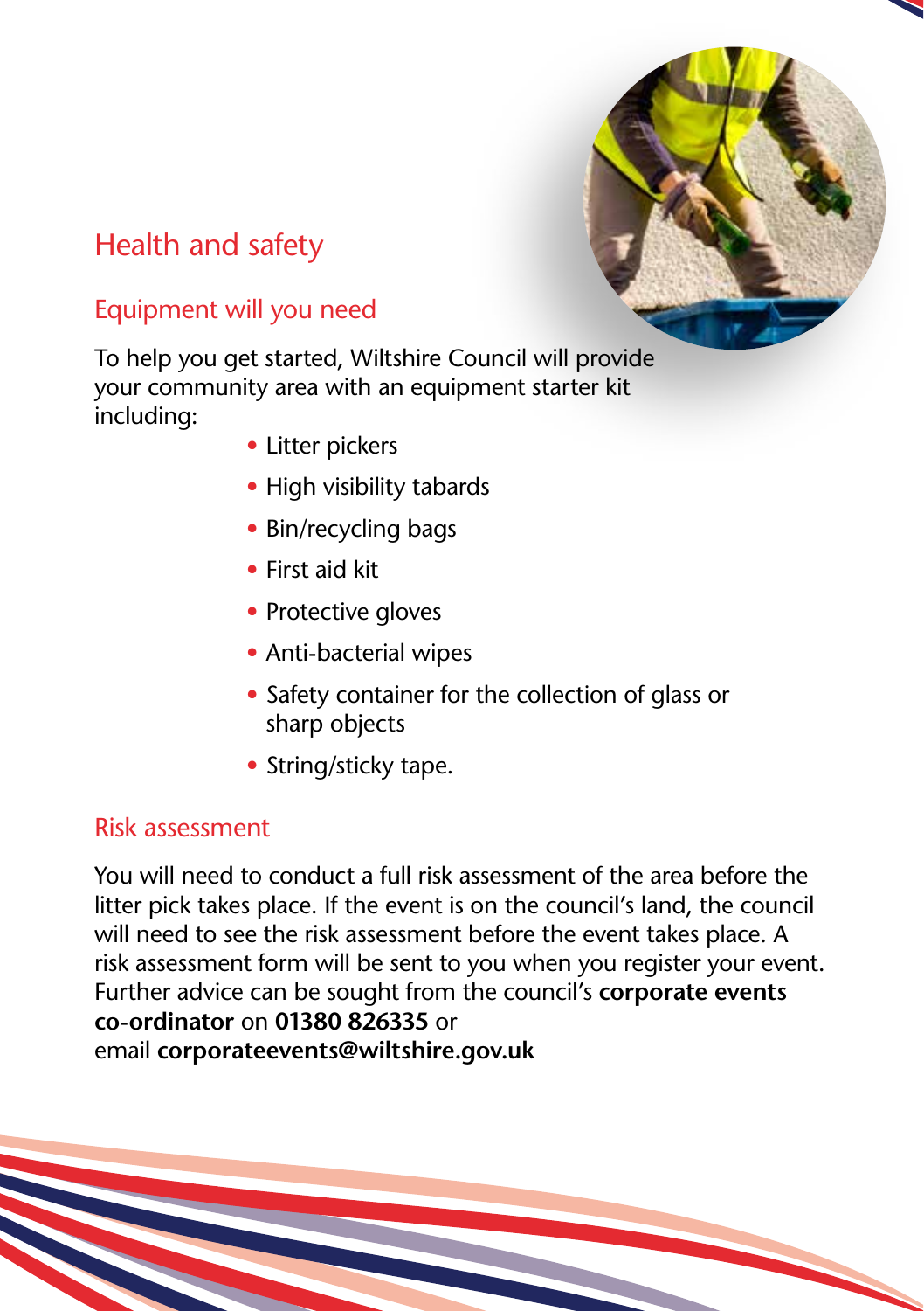## Health and safety

### Equipment will you need

To help you get started, Wiltshire Council will provide your community area with an equipment starter kit including:

- Litter pickers
- High visibility tabards
- Bin/recycling bags
- First aid kit
- Protective gloves
- Anti-bacterial wipes
- Safety container for the collection of glass or sharp objects
- String/sticky tape.

### Risk assessment

You will need to conduct a full risk assessment of the area before the litter pick takes place. If the event is on the council's land, the council will need to see the risk assessment before the event takes place. A risk assessment form will be sent to you when you register your event. Further advice can be sought from the council's **corporate events co-ordinator** on **01380 826335** or email **corporateevents@wiltshire.gov.uk**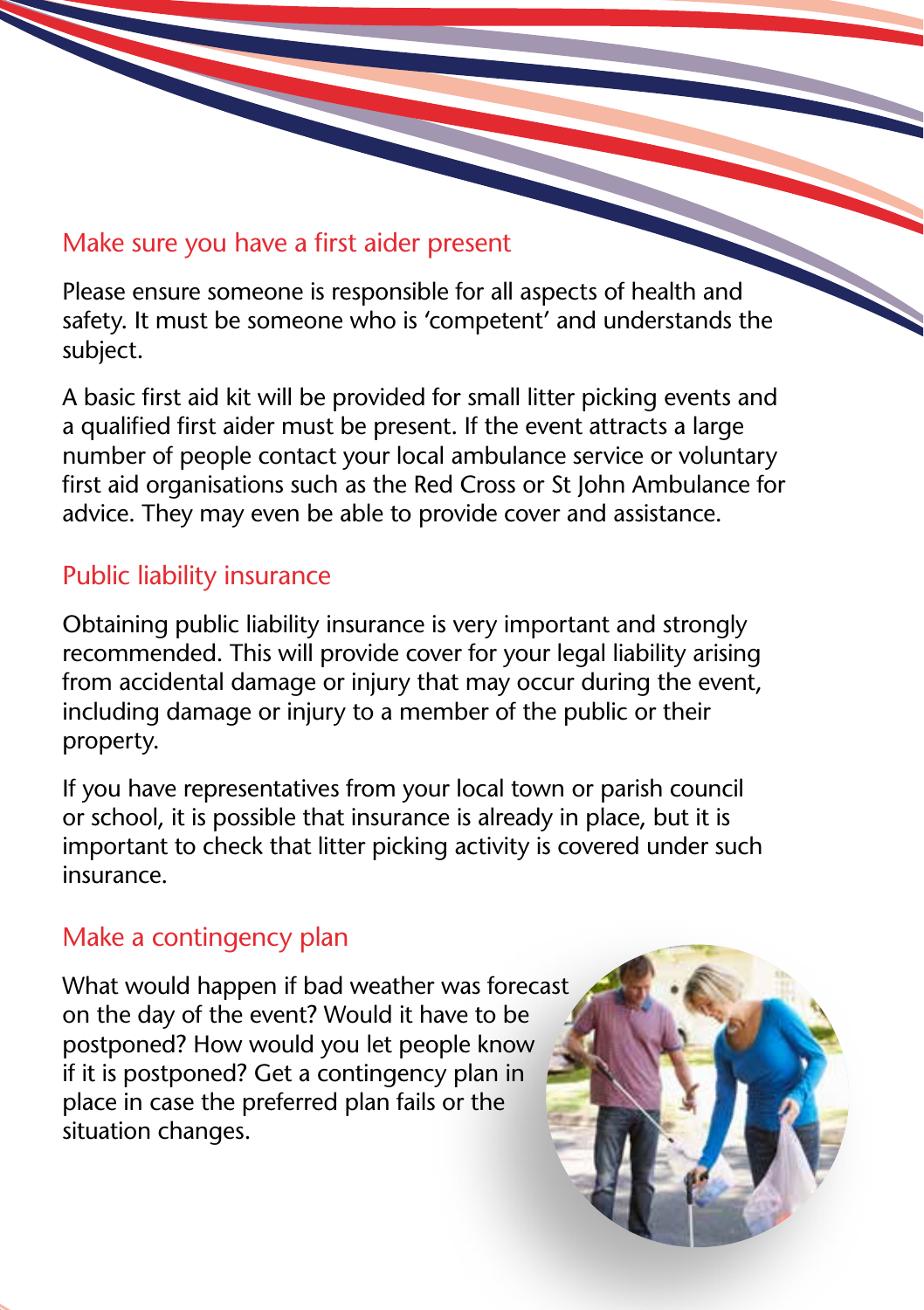## Make sure you have a first aider present

Please ensure someone is responsible for all aspects of health and safety. It must be someone who is 'competent' and understands the subject.

A basic first aid kit will be provided for small litter picking events and a qualified first aider must be present. If the event attracts a large number of people contact your local ambulance service or voluntary first aid organisations such as the Red Cross or St John Ambulance for advice. They may even be able to provide cover and assistance.

## Public liability insurance

Obtaining public liability insurance is very important and strongly recommended. This will provide cover for your legal liability arising from accidental damage or injury that may occur during the event, including damage or injury to a member of the public or their property.

If you have representatives from your local town or parish council or school, it is possible that insurance is already in place, but it is important to check that litter picking activity is covered under such insurance.

## Make a contingency plan

What would happen if bad weather was forecast on the day of the event? Would it have to be postponed? How would you let people know if it is postponed? Get a contingency plan in place in case the preferred plan fails or the situation changes.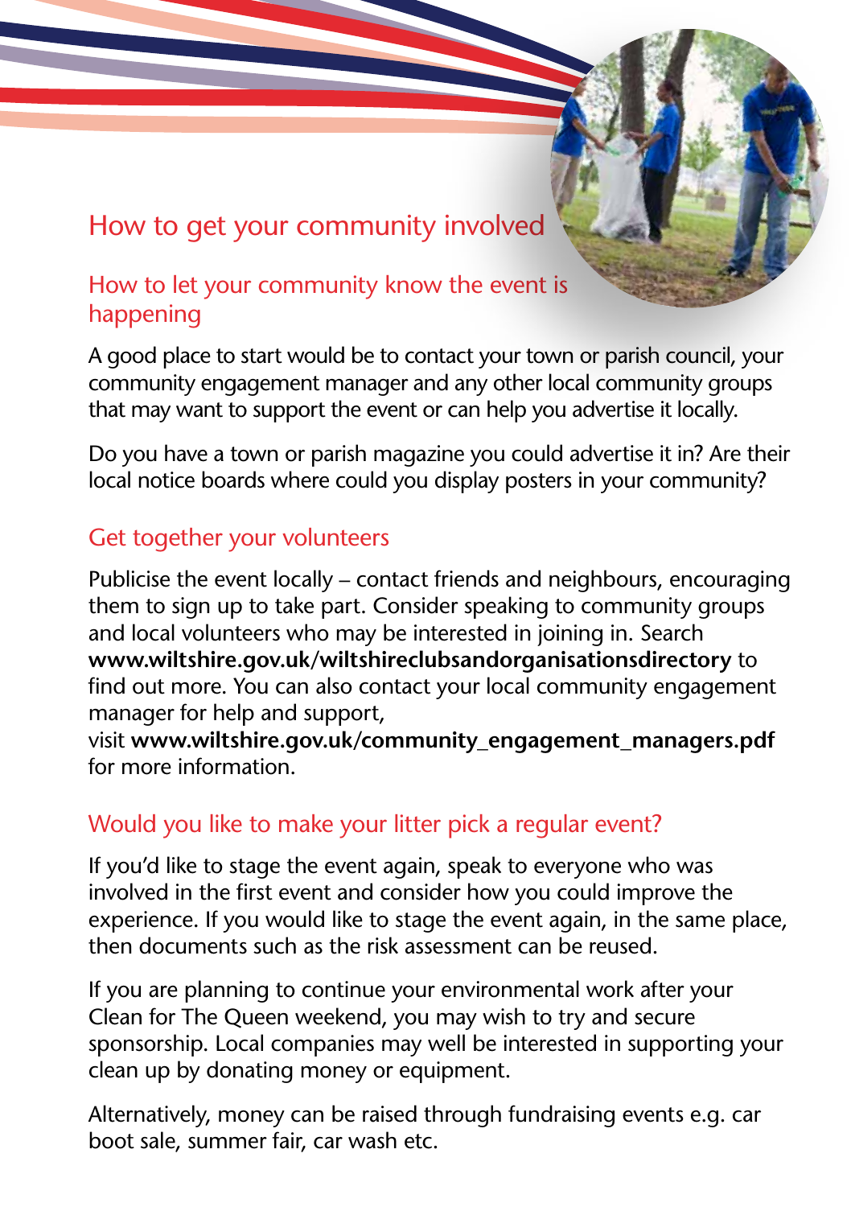## How to get your community involved

### How to let your community know the event is happening

A good place to start would be to contact your town or parish council, your community engagement manager and any other local community groups that may want to support the event or can help you advertise it locally.

Do you have a town or parish magazine you could advertise it in? Are their local notice boards where could you display posters in your community?

### Get together your volunteers

Publicise the event locally – contact friends and neighbours, encouraging them to sign up to take part. Consider speaking to community groups and local volunteers who may be interested in joining in. Search **www.wiltshire.gov.uk/wiltshireclubsandorganisationsdirectory** to find out more. You can also contact your local community engagement manager for help and support, visit **www.wiltshire.gov.uk/community_engagement_managers.pdf** for more information.

### Would you like to make your litter pick a regular event?

If you'd like to stage the event again, speak to everyone who was involved in the first event and consider how you could improve the experience. If you would like to stage the event again, in the same place, then documents such as the risk assessment can be reused.

If you are planning to continue your environmental work after your Clean for The Queen weekend, you may wish to try and secure sponsorship. Local companies may well be interested in supporting your clean up by donating money or equipment.

Alternatively, money can be raised through fundraising events e.g. car boot sale, summer fair, car wash etc.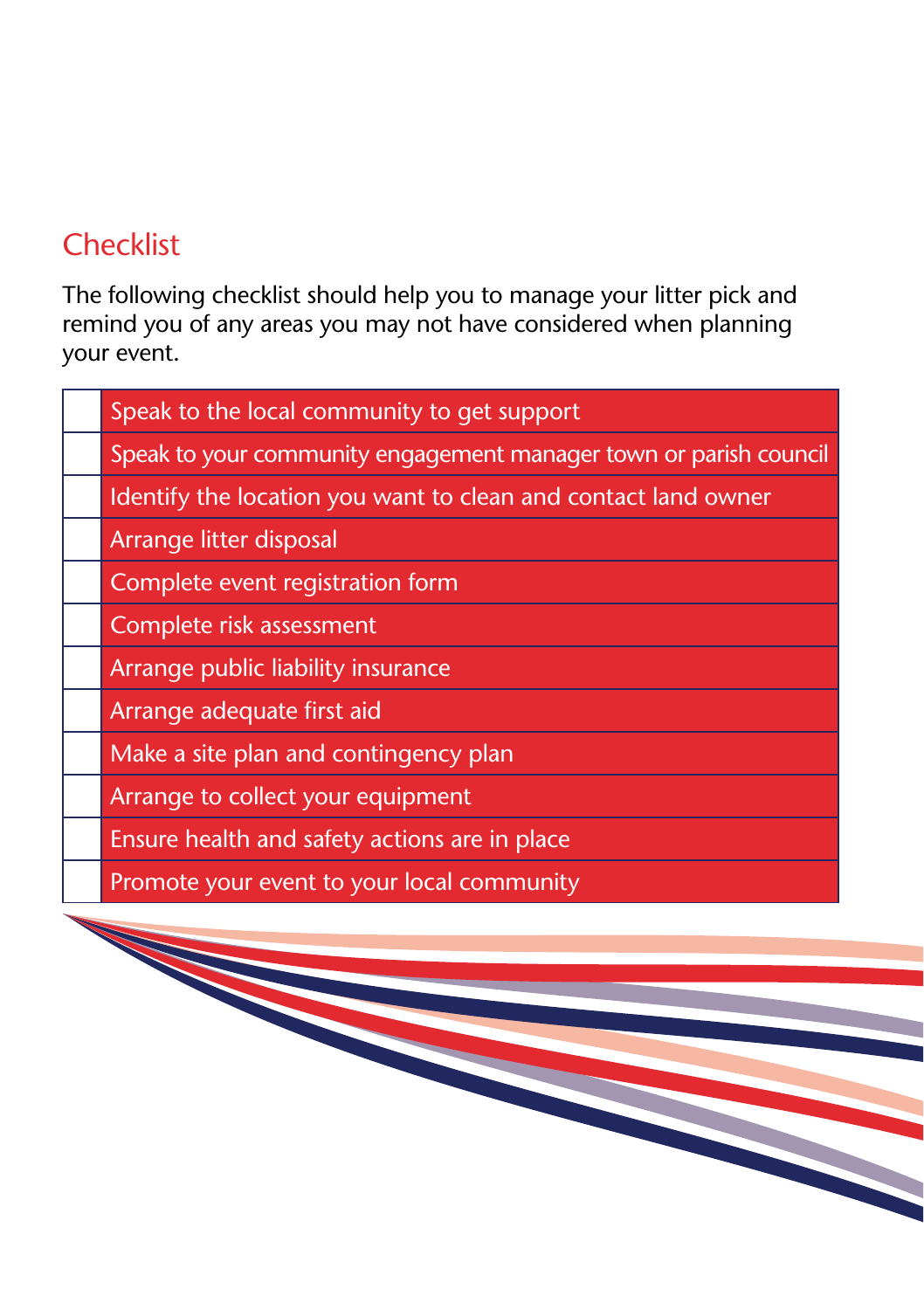## Checklist

The following checklist should help you to manage your litter pick and remind you of any areas you may not have considered when planning your event.

| | |
|---|---|
| ☐ | Speak to the local community to get support |
| ☐ | Speak to your community engagement manager town or parish council |
| ☐ | Identify the location you want to clean and contact land owner |
| ☐ | Arrange litter disposal |
| ☐ | Complete event registration form |
| ☐ | Complete risk assessment |
| ☐ | Arrange public liability insurance |
| ☐ | Arrange adequate first aid |
| ☐ | Make a site plan and contingency plan |
| ☐ | Arrange to collect your equipment |
| ☐ | Ensure health and safety actions are in place |
| ☐ | Promote your event to your local community |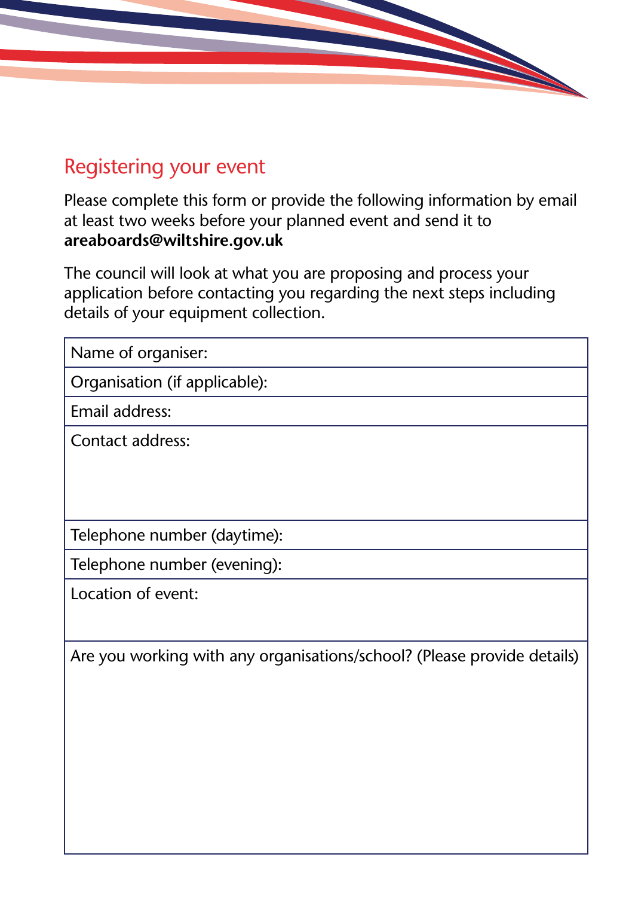## Registering your event

Please complete this form or provide the following information by email at least two weeks before your planned event and send it to **areaboards@wiltshire.gov.uk**

The council will look at what you are proposing and process your application before contacting you regarding the next steps including details of your equipment collection.

| Name of organiser: |
|---|
| Organisation (if applicable): |
| Email address: |
| Contact address: |
| Telephone number (daytime): |
| Telephone number (evening): |
| Location of event: |
| Are you working with any organisations/school? (Please provide details) |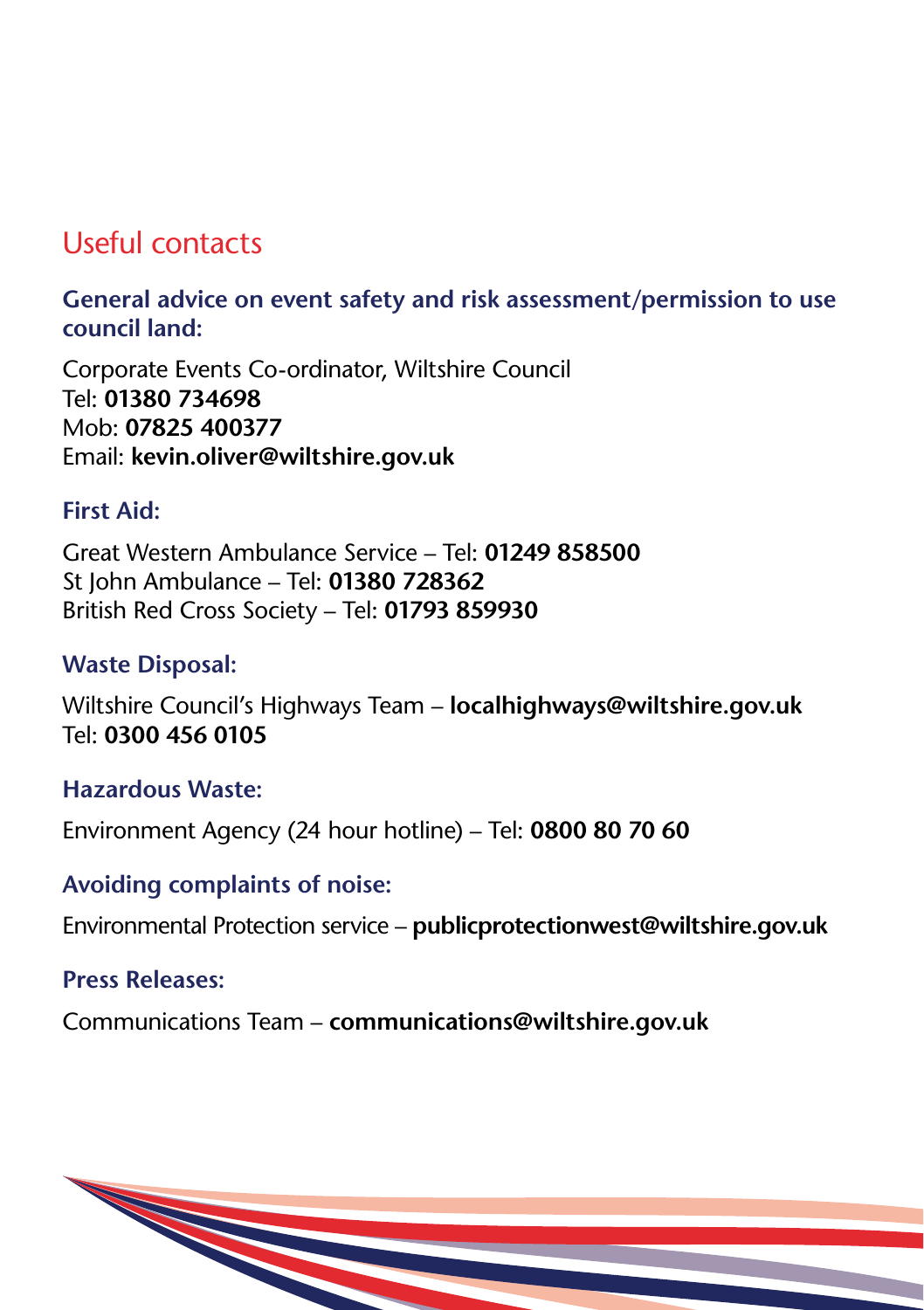## Useful contacts

### General advice on event safety and risk assessment/permission to use council land:

Corporate Events Co-ordinator, Wiltshire Council
Tel: **01380 734698**
Mob: **07825 400377**
Email: **kevin.oliver@wiltshire.gov.uk**

### First Aid:

Great Western Ambulance Service – Tel: **01249 858500**
St John Ambulance – Tel: **01380 728362**
British Red Cross Society – Tel: **01793 859930**

### Waste Disposal:

Wiltshire Council's Highways Team – **localhighways@wiltshire.gov.uk**
Tel: **0300 456 0105**

### Hazardous Waste:

Environment Agency (24 hour hotline) – Tel: **0800 80 70 60**

### Avoiding complaints of noise:

Environmental Protection service – **publicprotectionwest@wiltshire.gov.uk**

### Press Releases:

Communications Team – **communications@wiltshire.gov.uk**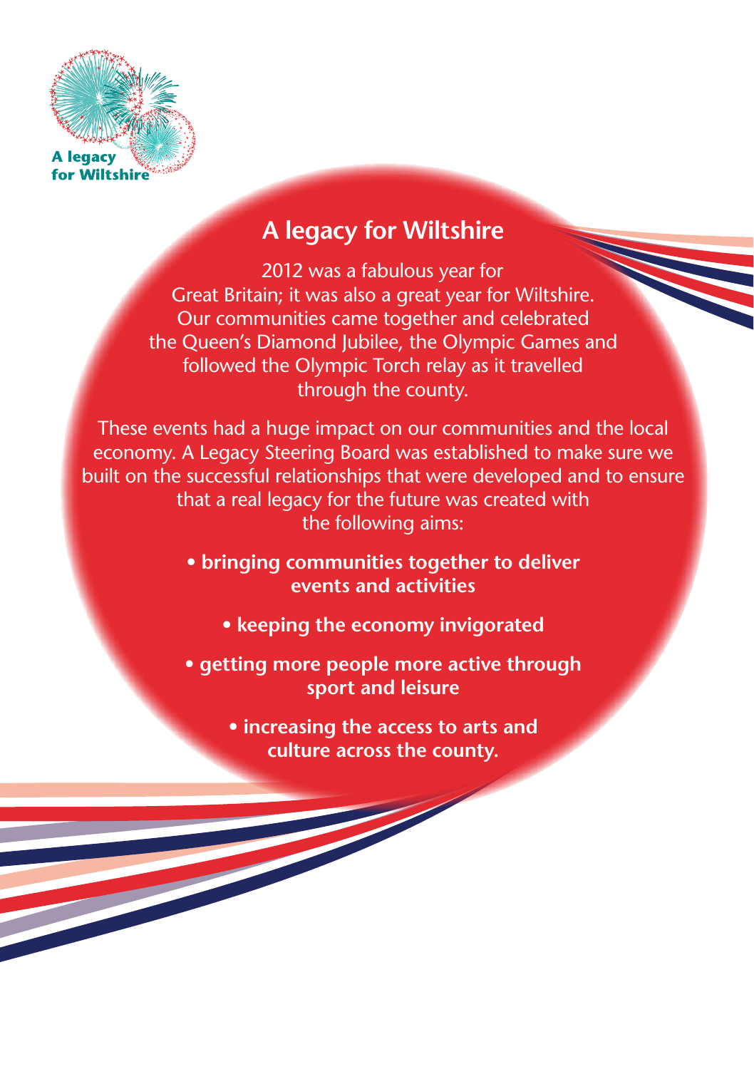A legacy for Wiltshire

## A legacy for Wiltshire

2012 was a fabulous year for Great Britain; it was also a great year for Wiltshire. Our communities came together and celebrated the Queen's Diamond Jubilee, the Olympic Games and followed the Olympic Torch relay as it travelled through the county.

These events had a huge impact on our communities and the local economy. A Legacy Steering Board was established to make sure we built on the successful relationships that were developed and to ensure that a real legacy for the future was created with the following aims:

- **bringing communities together to deliver events and activities**
- **keeping the economy invigorated**
- **getting more people more active through sport and leisure**
- **increasing the access to arts and culture across the county.**